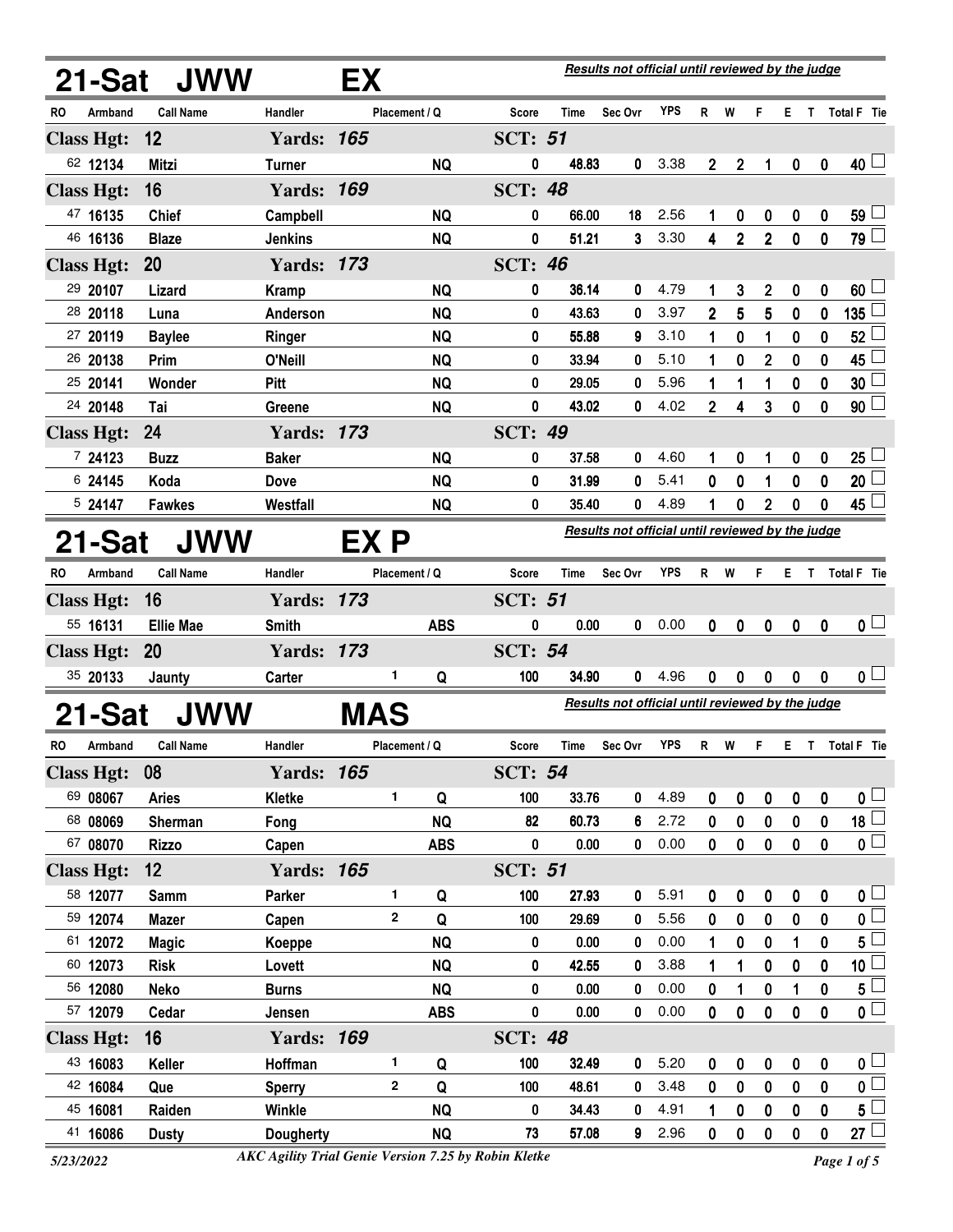## 21-Sat JWW EX

*Results not official until reviewed by the judge*

| RO | Armband | Call Name | Handler | Placement / Q | | Score | Time | Sec Ovr | YPS | R | W | F | E | T | Total F | Tie |
|---|---|---|---|---|---|---|---|---|---|---|---|---|---|---|---|---|
| **Class Hgt: 12** | | | **Yards: 165** | | | **SCT: 51** | | | | | | | | | | |
| 62 | 12134 | Mitzi | Turner | | NQ | 0 | 48.83 | 0 | 3.38 | 2 | 2 | 1 | 0 | 0 | 40 | ☐ |
| **Class Hgt: 16** | | | **Yards: 169** | | | **SCT: 48** | | | | | | | | | | |
| 47 | 16135 | Chief | Campbell | | NQ | 0 | 66.00 | 18 | 2.56 | 1 | 0 | 0 | 0 | 0 | 59 | ☐ |
| 46 | 16136 | Blaze | Jenkins | | NQ | 0 | 51.21 | 3 | 3.30 | 4 | 2 | 2 | 0 | 0 | 79 | ☐ |
| **Class Hgt: 20** | | | **Yards: 173** | | | **SCT: 46** | | | | | | | | | | |
| 29 | 20107 | Lizard | Kramp | | NQ | 0 | 36.14 | 0 | 4.79 | 1 | 3 | 2 | 0 | 0 | 60 | ☐ |
| 28 | 20118 | Luna | Anderson | | NQ | 0 | 43.63 | 0 | 3.97 | 2 | 5 | 5 | 0 | 0 | 135 | ☐ |
| 27 | 20119 | Baylee | Ringer | | NQ | 0 | 55.88 | 9 | 3.10 | 1 | 0 | 1 | 0 | 0 | 52 | ☐ |
| 26 | 20138 | Prim | O'Neill | | NQ | 0 | 33.94 | 0 | 5.10 | 1 | 0 | 2 | 0 | 0 | 45 | ☐ |
| 25 | 20141 | Wonder | Pitt | | NQ | 0 | 29.05 | 0 | 5.96 | 1 | 1 | 1 | 0 | 0 | 30 | ☐ |
| 24 | 20148 | Tai | Greene | | NQ | 0 | 43.02 | 0 | 4.02 | 2 | 4 | 3 | 0 | 0 | 90 | ☐ |
| **Class Hgt: 24** | | | **Yards: 173** | | | **SCT: 49** | | | | | | | | | | |
| 7 | 24123 | Buzz | Baker | | NQ | 0 | 37.58 | 0 | 4.60 | 1 | 0 | 1 | 0 | 0 | 25 | ☐ |
| 6 | 24145 | Koda | Dove | | NQ | 0 | 31.99 | 0 | 5.41 | 0 | 0 | 1 | 0 | 0 | 20 | ☐ |
| 5 | 24147 | Fawkes | Westfall | | NQ | 0 | 35.40 | 0 | 4.89 | 1 | 0 | 2 | 0 | 0 | 45 | ☐ |

## 21-Sat JWW EX P

*Results not official until reviewed by the judge*

| RO | Armband | Call Name | Handler | Placement / Q | | Score | Time | Sec Ovr | YPS | R | W | F | E | T | Total F | Tie |
|---|---|---|---|---|---|---|---|---|---|---|---|---|---|---|---|---|
| **Class Hgt: 16** | | | **Yards: 173** | | | **SCT: 51** | | | | | | | | | | |
| 55 | 16131 | Ellie Mae | Smith | | ABS | 0 | 0.00 | 0 | 0.00 | 0 | 0 | 0 | 0 | 0 | 0 | ☐ |
| **Class Hgt: 20** | | | **Yards: 173** | | | **SCT: 54** | | | | | | | | | | |
| 35 | 20133 | Jaunty | Carter | 1 | Q | 100 | 34.90 | 0 | 4.96 | 0 | 0 | 0 | 0 | 0 | 0 | ☐ |

## 21-Sat JWW MAS

*Results not official until reviewed by the judge*

| RO | Armband | Call Name | Handler | Placement / Q | | Score | Time | Sec Ovr | YPS | R | W | F | E | T | Total F | Tie |
|---|---|---|---|---|---|---|---|---|---|---|---|---|---|---|---|---|
| **Class Hgt: 08** | | | **Yards: 165** | | | **SCT: 54** | | | | | | | | | | |
| 69 | 08067 | Aries | Kletke | 1 | Q | 100 | 33.76 | 0 | 4.89 | 0 | 0 | 0 | 0 | 0 | 0 | ☐ |
| 68 | 08069 | Sherman | Fong | | NQ | 82 | 60.73 | 6 | 2.72 | 0 | 0 | 0 | 0 | 0 | 18 | ☐ |
| 67 | 08070 | Rizzo | Capen | | ABS | 0 | 0.00 | 0 | 0.00 | 0 | 0 | 0 | 0 | 0 | 0 | ☐ |
| **Class Hgt: 12** | | | **Yards: 165** | | | **SCT: 51** | | | | | | | | | | |
| 58 | 12077 | Samm | Parker | 1 | Q | 100 | 27.93 | 0 | 5.91 | 0 | 0 | 0 | 0 | 0 | 0 | ☐ |
| 59 | 12074 | Mazer | Capen | 2 | Q | 100 | 29.69 | 0 | 5.56 | 0 | 0 | 0 | 0 | 0 | 0 | ☐ |
| 61 | 12072 | Magic | Koeppe | | NQ | 0 | 0.00 | 0 | 0.00 | 1 | 0 | 0 | 1 | 0 | 5 | ☐ |
| 60 | 12073 | Risk | Lovett | | NQ | 0 | 42.55 | 0 | 3.88 | 1 | 1 | 0 | 0 | 0 | 10 | ☐ |
| 56 | 12080 | Neko | Burns | | NQ | 0 | 0.00 | 0 | 0.00 | 0 | 1 | 0 | 1 | 0 | 5 | ☐ |
| 57 | 12079 | Cedar | Jensen | | ABS | 0 | 0.00 | 0 | 0.00 | 0 | 0 | 0 | 0 | 0 | 0 | ☐ |
| **Class Hgt: 16** | | | **Yards: 169** | | | **SCT: 48** | | | | | | | | | | |
| 43 | 16083 | Keller | Hoffman | 1 | Q | 100 | 32.49 | 0 | 5.20 | 0 | 0 | 0 | 0 | 0 | 0 | ☐ |
| 42 | 16084 | Que | Sperry | 2 | Q | 100 | 48.61 | 0 | 3.48 | 0 | 0 | 0 | 0 | 0 | 0 | ☐ |
| 45 | 16081 | Raiden | Winkle | | NQ | 0 | 34.43 | 0 | 4.91 | 1 | 0 | 0 | 0 | 0 | 5 | ☐ |
| 41 | 16086 | Dusty | Dougherty | | NQ | 73 | 57.08 | 9 | 2.96 | 0 | 0 | 0 | 0 | 0 | 27 | ☐ |

5/23/2022 — *AKC Agility Trial Genie Version 7.25 by Robin Kletke*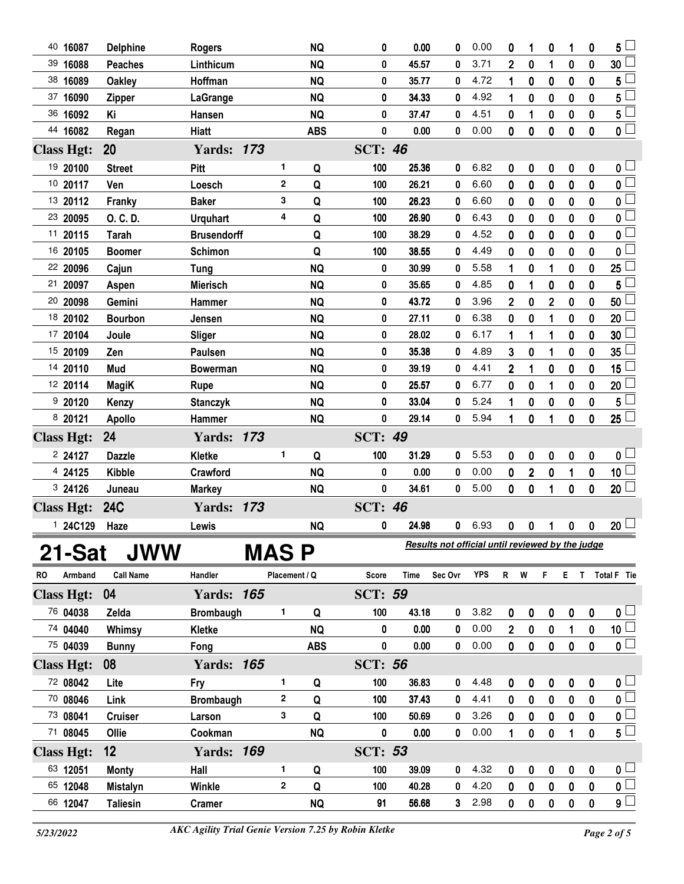| RO | Armband | Call Name | Handler | Placement | Q | Score | Time | Sec Ovr | YPS | R | W | F | E | T | Total F | Tie |
|---|---|---|---|---|---|---|---|---|---|---|---|---|---|---|---|---|
| 40 | 16087 | Delphine | Rogers | | NQ | 0 | 0.00 | 0 | 0.00 | 0 | 1 | 0 | 1 | 0 | 5 | |
| 39 | 16088 | Peaches | Linthicum | | NQ | 0 | 45.57 | 0 | 3.71 | 2 | 0 | 1 | 0 | 0 | 30 | |
| 38 | 16089 | Oakley | Hoffman | | NQ | 0 | 35.77 | 0 | 4.72 | 1 | 0 | 0 | 0 | 0 | 5 | |
| 37 | 16090 | Zipper | LaGrange | | NQ | 0 | 34.33 | 0 | 4.92 | 1 | 0 | 0 | 0 | 0 | 5 | |
| 36 | 16092 | Ki | Hansen | | NQ | 0 | 37.47 | 0 | 4.51 | 0 | 1 | 0 | 0 | 0 | 5 | |
| 44 | 16082 | Regan | Hiatt | | ABS | 0 | 0.00 | 0 | 0.00 | 0 | 0 | 0 | 0 | 0 | 0 | |

**Class Hgt: 20** **Yards: 173** **SCT: 46**

| RO | Armband | Call Name | Handler | Placement | Q | Score | Time | Sec Ovr | YPS | R | W | F | E | T | Total F | Tie |
|---|---|---|---|---|---|---|---|---|---|---|---|---|---|---|---|---|
| 19 | 20100 | Street | Pitt | 1 | Q | 100 | 25.36 | 0 | 6.82 | 0 | 0 | 0 | 0 | 0 | 0 | |
| 10 | 20117 | Ven | Loesch | 2 | Q | 100 | 26.21 | 0 | 6.60 | 0 | 0 | 0 | 0 | 0 | 0 | |
| 13 | 20112 | Franky | Baker | 3 | Q | 100 | 26.23 | 0 | 6.60 | 0 | 0 | 0 | 0 | 0 | 0 | |
| 23 | 20095 | O. C. D. | Urquhart | 4 | Q | 100 | 26.90 | 0 | 6.43 | 0 | 0 | 0 | 0 | 0 | 0 | |
| 11 | 20115 | Tarah | Brusendorff | | Q | 100 | 38.29 | 0 | 4.52 | 0 | 0 | 0 | 0 | 0 | 0 | |
| 16 | 20105 | Boomer | Schimon | | Q | 100 | 38.55 | 0 | 4.49 | 0 | 0 | 0 | 0 | 0 | 0 | |
| 22 | 20096 | Cajun | Tung | | NQ | 0 | 30.99 | 0 | 5.58 | 1 | 0 | 1 | 0 | 0 | 25 | |
| 21 | 20097 | Aspen | Mierisch | | NQ | 0 | 35.65 | 0 | 4.85 | 0 | 1 | 0 | 0 | 0 | 5 | |
| 20 | 20098 | Gemini | Hammer | | NQ | 0 | 43.72 | 0 | 3.96 | 2 | 0 | 2 | 0 | 0 | 50 | |
| 18 | 20102 | Bourbon | Jensen | | NQ | 0 | 27.11 | 0 | 6.38 | 0 | 0 | 1 | 0 | 0 | 20 | |
| 17 | 20104 | Joule | Sliger | | NQ | 0 | 28.02 | 0 | 6.17 | 1 | 1 | 1 | 0 | 0 | 30 | |
| 15 | 20109 | Zen | Paulsen | | NQ | 0 | 35.38 | 0 | 4.89 | 3 | 0 | 1 | 0 | 0 | 35 | |
| 14 | 20110 | Mud | Bowerman | | NQ | 0 | 39.19 | 0 | 4.41 | 2 | 1 | 0 | 0 | 0 | 15 | |
| 12 | 20114 | MagiK | Rupe | | NQ | 0 | 25.57 | 0 | 6.77 | 0 | 0 | 1 | 0 | 0 | 20 | |
| 9 | 20120 | Kenzy | Stanczyk | | NQ | 0 | 33.04 | 0 | 5.24 | 1 | 0 | 0 | 0 | 0 | 5 | |
| 8 | 20121 | Apollo | Hammer | | NQ | 0 | 29.14 | 0 | 5.94 | 1 | 0 | 1 | 0 | 0 | 25 | |

**Class Hgt: 24** **Yards: 173** **SCT: 49**

| RO | Armband | Call Name | Handler | Placement | Q | Score | Time | Sec Ovr | YPS | R | W | F | E | T | Total F | Tie |
|---|---|---|---|---|---|---|---|---|---|---|---|---|---|---|---|---|
| 2 | 24127 | Dazzle | Kletke | 1 | Q | 100 | 31.29 | 0 | 5.53 | 0 | 0 | 0 | 0 | 0 | 0 | |
| 4 | 24125 | Kibble | Crawford | | NQ | 0 | 0.00 | 0 | 0.00 | 0 | 2 | 0 | 1 | 0 | 10 | |
| 3 | 24126 | Juneau | Markey | | NQ | 0 | 34.61 | 0 | 5.00 | 0 | 0 | 1 | 0 | 0 | 20 | |

**Class Hgt: 24C** **Yards: 173** **SCT: 46**

| RO | Armband | Call Name | Handler | Placement | Q | Score | Time | Sec Ovr | YPS | R | W | F | E | T | Total F | Tie |
|---|---|---|---|---|---|---|---|---|---|---|---|---|---|---|---|---|
| 1 | 24C129 | Haze | Lewis | | NQ | 0 | 24.98 | 0 | 6.93 | 0 | 0 | 1 | 0 | 0 | 20 | |

# 21-Sat JWW MAS P

*Results not official until reviewed by the judge*

**Class Hgt: 04** **Yards: 165** **SCT: 59**

| RO | Armband | Call Name | Handler | Placement | Q | Score | Time | Sec Ovr | YPS | R | W | F | E | T | Total F | Tie |
|---|---|---|---|---|---|---|---|---|---|---|---|---|---|---|---|---|
| 76 | 04038 | Zelda | Brombaugh | 1 | Q | 100 | 43.18 | 0 | 3.82 | 0 | 0 | 0 | 0 | 0 | 0 | |
| 74 | 04040 | Whimsy | Kletke | | NQ | 0 | 0.00 | 0 | 0.00 | 2 | 0 | 0 | 1 | 0 | 10 | |
| 75 | 04039 | Bunny | Fong | | ABS | 0 | 0.00 | 0 | 0.00 | 0 | 0 | 0 | 0 | 0 | 0 | |

**Class Hgt: 08** **Yards: 165** **SCT: 56**

| RO | Armband | Call Name | Handler | Placement | Q | Score | Time | Sec Ovr | YPS | R | W | F | E | T | Total F | Tie |
|---|---|---|---|---|---|---|---|---|---|---|---|---|---|---|---|---|
| 72 | 08042 | Lite | Fry | 1 | Q | 100 | 36.83 | 0 | 4.48 | 0 | 0 | 0 | 0 | 0 | 0 | |
| 70 | 08046 | Link | Brombaugh | 2 | Q | 100 | 37.43 | 0 | 4.41 | 0 | 0 | 0 | 0 | 0 | 0 | |
| 73 | 08041 | Cruiser | Larson | 3 | Q | 100 | 50.69 | 0 | 3.26 | 0 | 0 | 0 | 0 | 0 | 0 | |
| 71 | 08045 | Ollie | Cookman | | NQ | 0 | 0.00 | 0 | 0.00 | 1 | 0 | 0 | 1 | 0 | 5 | |

**Class Hgt: 12** **Yards: 169** **SCT: 53**

| RO | Armband | Call Name | Handler | Placement | Q | Score | Time | Sec Ovr | YPS | R | W | F | E | T | Total F | Tie |
|---|---|---|---|---|---|---|---|---|---|---|---|---|---|---|---|---|
| 63 | 12051 | Monty | Hall | 1 | Q | 100 | 39.09 | 0 | 4.32 | 0 | 0 | 0 | 0 | 0 | 0 | |
| 65 | 12048 | Mistalyn | Winkle | 2 | Q | 100 | 40.28 | 0 | 4.20 | 0 | 0 | 0 | 0 | 0 | 0 | |
| 66 | 12047 | Taliesin | Cramer | | NQ | 91 | 56.68 | 3 | 2.98 | 0 | 0 | 0 | 0 | 0 | 9 | |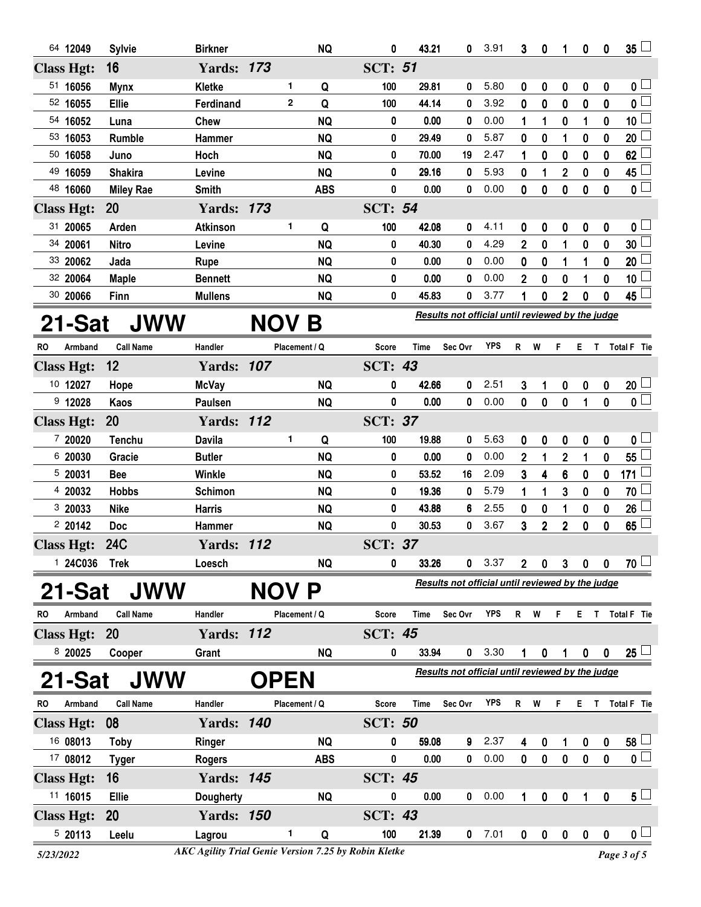| RO | Armband | Call Name | Handler | Placement / Q | | Score | Time | Sec Ovr | YPS | R | W | F | E | T | Total F | Tie |
|---|---|---|---|---|---|---|---|---|---|---|---|---|---|---|---|---|
| 64 | 12049 | Sylvie | Birkner | | NQ | 0 | 43.21 | 0 | 3.91 | 3 | 0 | 1 | 0 | 0 | 35 | ☐ |
| **Class Hgt: 16** | | | **Yards: 173** | | | **SCT: 51** | | | | | | | | | | |
| 51 | 16056 | Mynx | Kletke | 1 | Q | 100 | 29.81 | 0 | 5.80 | 0 | 0 | 0 | 0 | 0 | 0 | ☐ |
| 52 | 16055 | Ellie | Ferdinand | 2 | Q | 100 | 44.14 | 0 | 3.92 | 0 | 0 | 0 | 0 | 0 | 0 | ☐ |
| 54 | 16052 | Luna | Chew | | NQ | 0 | 0.00 | 0 | 0.00 | 1 | 1 | 0 | 1 | 0 | 10 | ☐ |
| 53 | 16053 | Rumble | Hammer | | NQ | 0 | 29.49 | 0 | 5.87 | 0 | 0 | 1 | 0 | 0 | 20 | ☐ |
| 50 | 16058 | Juno | Hoch | | NQ | 0 | 70.00 | 19 | 2.47 | 1 | 0 | 0 | 0 | 0 | 62 | ☐ |
| 49 | 16059 | Shakira | Levine | | NQ | 0 | 29.16 | 0 | 5.93 | 0 | 1 | 2 | 0 | 0 | 45 | ☐ |
| 48 | 16060 | Miley Rae | Smith | | ABS | 0 | 0.00 | 0 | 0.00 | 0 | 0 | 0 | 0 | 0 | 0 | ☐ |
| **Class Hgt: 20** | | | **Yards: 173** | | | **SCT: 54** | | | | | | | | | | |
| 31 | 20065 | Arden | Atkinson | 1 | Q | 100 | 42.08 | 0 | 4.11 | 0 | 0 | 0 | 0 | 0 | 0 | ☐ |
| 34 | 20061 | Nitro | Levine | | NQ | 0 | 40.30 | 0 | 4.29 | 2 | 0 | 1 | 0 | 0 | 30 | ☐ |
| 33 | 20062 | Jada | Rupe | | NQ | 0 | 0.00 | 0 | 0.00 | 0 | 0 | 1 | 1 | 0 | 20 | ☐ |
| 32 | 20064 | Maple | Bennett | | NQ | 0 | 0.00 | 0 | 0.00 | 2 | 0 | 0 | 1 | 0 | 10 | ☐ |
| 30 | 20066 | Finn | Mullens | | NQ | 0 | 45.83 | 0 | 3.77 | 1 | 0 | 2 | 0 | 0 | 45 | ☐ |

## 21-Sat JWW NOV B

*Results not official until reviewed by the judge*

| RO | Armband | Call Name | Handler | Placement / Q | | Score | Time | Sec Ovr | YPS | R | W | F | E | T | Total F | Tie |
|---|---|---|---|---|---|---|---|---|---|---|---|---|---|---|---|---|
| **Class Hgt: 12** | | | **Yards: 107** | | | **SCT: 43** | | | | | | | | | | |
| 10 | 12027 | Hope | McVay | | NQ | 0 | 42.66 | 0 | 2.51 | 3 | 1 | 0 | 0 | 0 | 20 | ☐ |
| 9 | 12028 | Kaos | Paulsen | | NQ | 0 | 0.00 | 0 | 0.00 | 0 | 0 | 0 | 1 | 0 | 0 | ☐ |
| **Class Hgt: 20** | | | **Yards: 112** | | | **SCT: 37** | | | | | | | | | | |
| 7 | 20020 | Tenchu | Davila | 1 | Q | 100 | 19.88 | 0 | 5.63 | 0 | 0 | 0 | 0 | 0 | 0 | ☐ |
| 6 | 20030 | Gracie | Butler | | NQ | 0 | 0.00 | 0 | 0.00 | 2 | 1 | 2 | 1 | 0 | 55 | ☐ |
| 5 | 20031 | Bee | Winkle | | NQ | 0 | 53.52 | 16 | 2.09 | 3 | 4 | 6 | 0 | 0 | 171 | ☐ |
| 4 | 20032 | Hobbs | Schimon | | NQ | 0 | 19.36 | 0 | 5.79 | 1 | 1 | 3 | 0 | 0 | 70 | ☐ |
| 3 | 20033 | Nike | Harris | | NQ | 0 | 43.88 | 6 | 2.55 | 0 | 0 | 1 | 0 | 0 | 26 | ☐ |
| 2 | 20142 | Doc | Hammer | | NQ | 0 | 30.53 | 0 | 3.67 | 3 | 2 | 2 | 0 | 0 | 65 | ☐ |
| **Class Hgt: 24C** | | | **Yards: 112** | | | **SCT: 37** | | | | | | | | | | |
| 1 | 24C036 | Trek | Loesch | | NQ | 0 | 33.26 | 0 | 3.37 | 2 | 0 | 3 | 0 | 0 | 70 | ☐ |

## 21-Sat JWW NOV P

*Results not official until reviewed by the judge*

| RO | Armband | Call Name | Handler | Placement / Q | | Score | Time | Sec Ovr | YPS | R | W | F | E | T | Total F | Tie |
|---|---|---|---|---|---|---|---|---|---|---|---|---|---|---|---|---|
| **Class Hgt: 20** | | | **Yards: 112** | | | **SCT: 45** | | | | | | | | | | |
| 8 | 20025 | Cooper | Grant | | NQ | 0 | 33.94 | 0 | 3.30 | 1 | 0 | 1 | 0 | 0 | 25 | ☐ |

## 21-Sat JWW OPEN

*Results not official until reviewed by the judge*

| RO | Armband | Call Name | Handler | Placement / Q | | Score | Time | Sec Ovr | YPS | R | W | F | E | T | Total F | Tie |
|---|---|---|---|---|---|---|---|---|---|---|---|---|---|---|---|---|
| **Class Hgt: 08** | | | **Yards: 140** | | | **SCT: 50** | | | | | | | | | | |
| 16 | 08013 | Toby | Ringer | | NQ | 0 | 59.08 | 9 | 2.37 | 4 | 0 | 1 | 0 | 0 | 58 | ☐ |
| 17 | 08012 | Tyger | Rogers | | ABS | 0 | 0.00 | 0 | 0.00 | 0 | 0 | 0 | 0 | 0 | 0 | ☐ |
| **Class Hgt: 16** | | | **Yards: 145** | | | **SCT: 45** | | | | | | | | | | |
| 11 | 16015 | Ellie | Dougherty | | NQ | 0 | 0.00 | 0 | 0.00 | 1 | 0 | 0 | 1 | 0 | 5 | ☐ |
| **Class Hgt: 20** | | | **Yards: 150** | | | **SCT: 43** | | | | | | | | | | |
| 5 | 20113 | Leelu | Lagrou | 1 | Q | 100 | 21.39 | 0 | 7.01 | 0 | 0 | 0 | 0 | 0 | 0 | ☐ |

5/23/2022 — AKC Agility Trial Genie Version 7.25 by Robin Kletke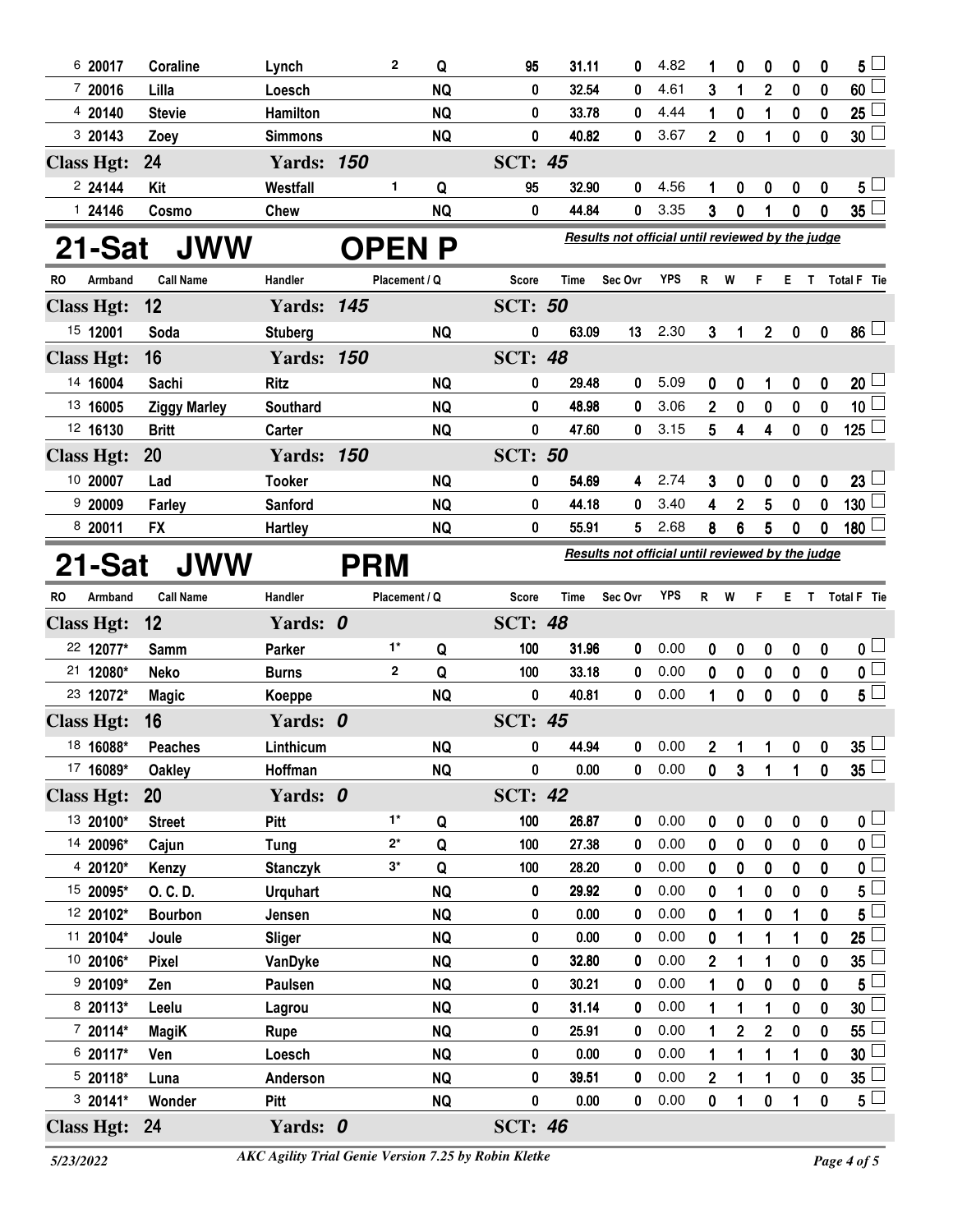| RO | Armband | Call Name | Handler | Placement | Q | Score | Time | Sec Ovr | YPS | R | W | F | E | T | Total F | Tie |
|---|---|---|---|---|---|---|---|---|---|---|---|---|---|---|---|---|
| 6 | 20017 | Coraline | Lynch | 2 | Q | 95 | 31.11 | 0 | 4.82 | 1 | 0 | 0 | 0 | 0 | 5 | |
| 7 | 20016 | Lilla | Loesch | | NQ | 0 | 32.54 | 0 | 4.61 | 3 | 1 | 2 | 0 | 0 | 60 | |
| 4 | 20140 | Stevie | Hamilton | | NQ | 0 | 33.78 | 0 | 4.44 | 1 | 0 | 1 | 0 | 0 | 25 | |
| 3 | 20143 | Zoey | Simmons | | NQ | 0 | 40.82 | 0 | 3.67 | 2 | 0 | 1 | 0 | 0 | 30 | |
| **Class Hgt: 24** | | | **Yards: 150** | | | **SCT: 45** | | | | | | | | | | |
| 2 | 24144 | Kit | Westfall | 1 | Q | 95 | 32.90 | 0 | 4.56 | 1 | 0 | 0 | 0 | 0 | 5 | |
| 1 | 24146 | Cosmo | Chew | | NQ | 0 | 44.84 | 0 | 3.35 | 3 | 0 | 1 | 0 | 0 | 35 | |

## 21-Sat JWW OPEN P

*Results not official until reviewed by the judge*

| RO | Armband | Call Name | Handler | Placement | Q | Score | Time | Sec Ovr | YPS | R | W | F | E | T | Total F | Tie |
|---|---|---|---|---|---|---|---|---|---|---|---|---|---|---|---|---|
| **Class Hgt: 12** | | | **Yards: 145** | | | **SCT: 50** | | | | | | | | | | |
| 15 | 12001 | Soda | Stuberg | | NQ | 0 | 63.09 | 13 | 2.30 | 3 | 1 | 2 | 0 | 0 | 86 | |
| **Class Hgt: 16** | | | **Yards: 150** | | | **SCT: 48** | | | | | | | | | | |
| 14 | 16004 | Sachi | Ritz | | NQ | 0 | 29.48 | 0 | 5.09 | 0 | 0 | 1 | 0 | 0 | 20 | |
| 13 | 16005 | Ziggy Marley | Southard | | NQ | 0 | 48.98 | 0 | 3.06 | 2 | 0 | 0 | 0 | 0 | 10 | |
| 12 | 16130 | Britt | Carter | | NQ | 0 | 47.60 | 0 | 3.15 | 5 | 4 | 4 | 0 | 0 | 125 | |
| **Class Hgt: 20** | | | **Yards: 150** | | | **SCT: 50** | | | | | | | | | | |
| 10 | 20007 | Lad | Tooker | | NQ | 0 | 54.69 | 4 | 2.74 | 3 | 0 | 0 | 0 | 0 | 23 | |
| 9 | 20009 | Farley | Sanford | | NQ | 0 | 44.18 | 0 | 3.40 | 4 | 2 | 5 | 0 | 0 | 130 | |
| 8 | 20011 | FX | Hartley | | NQ | 0 | 55.91 | 5 | 2.68 | 8 | 6 | 5 | 0 | 0 | 180 | |

## 21-Sat JWW PRM

*Results not official until reviewed by the judge*

| RO | Armband | Call Name | Handler | Placement | Q | Score | Time | Sec Ovr | YPS | R | W | F | E | T | Total F | Tie |
|---|---|---|---|---|---|---|---|---|---|---|---|---|---|---|---|---|
| **Class Hgt: 12** | | | **Yards: 0** | | | **SCT: 48** | | | | | | | | | | |
| 22 | 12077* | Samm | Parker | 1* | Q | 100 | 31.96 | 0 | 0.00 | 0 | 0 | 0 | 0 | 0 | 0 | |
| 21 | 12080* | Neko | Burns | 2 | Q | 100 | 33.18 | 0 | 0.00 | 0 | 0 | 0 | 0 | 0 | 0 | |
| 23 | 12072* | Magic | Koeppe | | NQ | 0 | 40.81 | 0 | 0.00 | 1 | 0 | 0 | 0 | 0 | 5 | |
| **Class Hgt: 16** | | | **Yards: 0** | | | **SCT: 45** | | | | | | | | | | |
| 18 | 16088* | Peaches | Linthicum | | NQ | 0 | 44.94 | 0 | 0.00 | 2 | 1 | 1 | 0 | 0 | 35 | |
| 17 | 16089* | Oakley | Hoffman | | NQ | 0 | 0.00 | 0 | 0.00 | 0 | 3 | 1 | 1 | 0 | 35 | |
| **Class Hgt: 20** | | | **Yards: 0** | | | **SCT: 42** | | | | | | | | | | |
| 13 | 20100* | Street | Pitt | 1* | Q | 100 | 26.87 | 0 | 0.00 | 0 | 0 | 0 | 0 | 0 | 0 | |
| 14 | 20096* | Cajun | Tung | 2* | Q | 100 | 27.38 | 0 | 0.00 | 0 | 0 | 0 | 0 | 0 | 0 | |
| 4 | 20120* | Kenzy | Stanczyk | 3* | Q | 100 | 28.20 | 0 | 0.00 | 0 | 0 | 0 | 0 | 0 | 0 | |
| 15 | 20095* | O. C. D. | Urquhart | | NQ | 0 | 29.92 | 0 | 0.00 | 0 | 1 | 0 | 0 | 0 | 5 | |
| 12 | 20102* | Bourbon | Jensen | | NQ | 0 | 0.00 | 0 | 0.00 | 0 | 1 | 0 | 1 | 0 | 5 | |
| 11 | 20104* | Joule | Sliger | | NQ | 0 | 0.00 | 0 | 0.00 | 0 | 1 | 1 | 1 | 0 | 25 | |
| 10 | 20106* | Pixel | VanDyke | | NQ | 0 | 32.80 | 0 | 0.00 | 2 | 1 | 1 | 0 | 0 | 35 | |
| 9 | 20109* | Zen | Paulsen | | NQ | 0 | 30.21 | 0 | 0.00 | 1 | 0 | 0 | 0 | 0 | 5 | |
| 8 | 20113* | Leelu | Lagrou | | NQ | 0 | 31.14 | 0 | 0.00 | 1 | 1 | 1 | 0 | 0 | 30 | |
| 7 | 20114* | MagiK | Rupe | | NQ | 0 | 25.91 | 0 | 0.00 | 1 | 2 | 2 | 0 | 0 | 55 | |
| 6 | 20117* | Ven | Loesch | | NQ | 0 | 0.00 | 0 | 0.00 | 1 | 1 | 1 | 1 | 0 | 30 | |
| 5 | 20118* | Luna | Anderson | | NQ | 0 | 39.51 | 0 | 0.00 | 2 | 1 | 1 | 0 | 0 | 35 | |
| 3 | 20141* | Wonder | Pitt | | NQ | 0 | 0.00 | 0 | 0.00 | 0 | 1 | 0 | 1 | 0 | 5 | |
| **Class Hgt: 24** | | | **Yards: 0** | | | **SCT: 46** | | | | | | | | | | |

5/23/2022 — AKC Agility Trial Genie Version 7.25 by Robin Kletke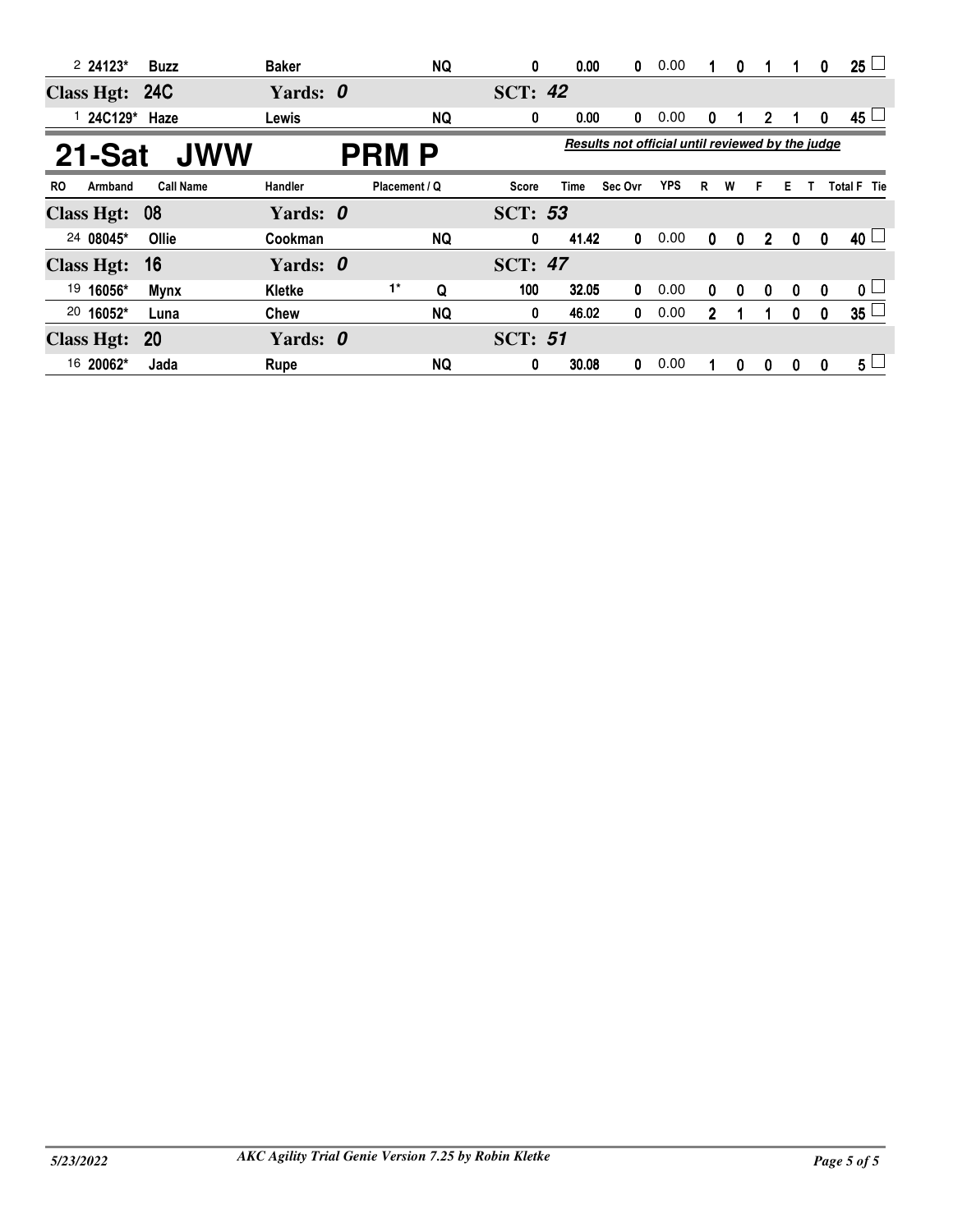| RO | Armband | Call Name | Handler | Placement / Q | | Score | Time | Sec Ovr | YPS | R | W | F | E | T | Total F | Tie |
|---|---|---|---|---|---|---|---|---|---|---|---|---|---|---|---|---|
| 2 | 24123* | Buzz | Baker | | NQ | 0 | 0.00 | 0 | 0.00 | 1 | 0 | 1 | 1 | 0 | 25 | ☐ |
| **Class Hgt: 24C** | | | **Yards: 0** | | | **SCT: 42** | | | | | | | | | | |
| 1 | 24C129* | Haze | Lewis | | NQ | 0 | 0.00 | 0 | 0.00 | 0 | 1 | 2 | 1 | 0 | 45 | ☐ |

# 21-Sat JWW PRM P

*Results not official until reviewed by the judge*

| RO | Armband | Call Name | Handler | Placement / Q | | Score | Time | Sec Ovr | YPS | R | W | F | E | T | Total F | Tie |
|---|---|---|---|---|---|---|---|---|---|---|---|---|---|---|---|---|
| **Class Hgt: 08** | | | **Yards: 0** | | | **SCT: 53** | | | | | | | | | | |
| 24 | 08045* | Ollie | Cookman | | NQ | 0 | 41.42 | 0 | 0.00 | 0 | 0 | 2 | 0 | 0 | 40 | ☐ |
| **Class Hgt: 16** | | | **Yards: 0** | | | **SCT: 47** | | | | | | | | | | |
| 19 | 16056* | Mynx | Kletke | 1* | Q | 100 | 32.05 | 0 | 0.00 | 0 | 0 | 0 | 0 | 0 | 0 | ☐ |
| 20 | 16052* | Luna | Chew | | NQ | 0 | 46.02 | 0 | 0.00 | 2 | 1 | 1 | 0 | 0 | 35 | ☐ |
| **Class Hgt: 20** | | | **Yards: 0** | | | **SCT: 51** | | | | | | | | | | |
| 16 | 20062* | Jada | Rupe | | NQ | 0 | 30.08 | 0 | 0.00 | 1 | 0 | 0 | 0 | 0 | 5 | ☐ |

*5/23/2022* *AKC Agility Trial Genie Version 7.25 by Robin Kletke*